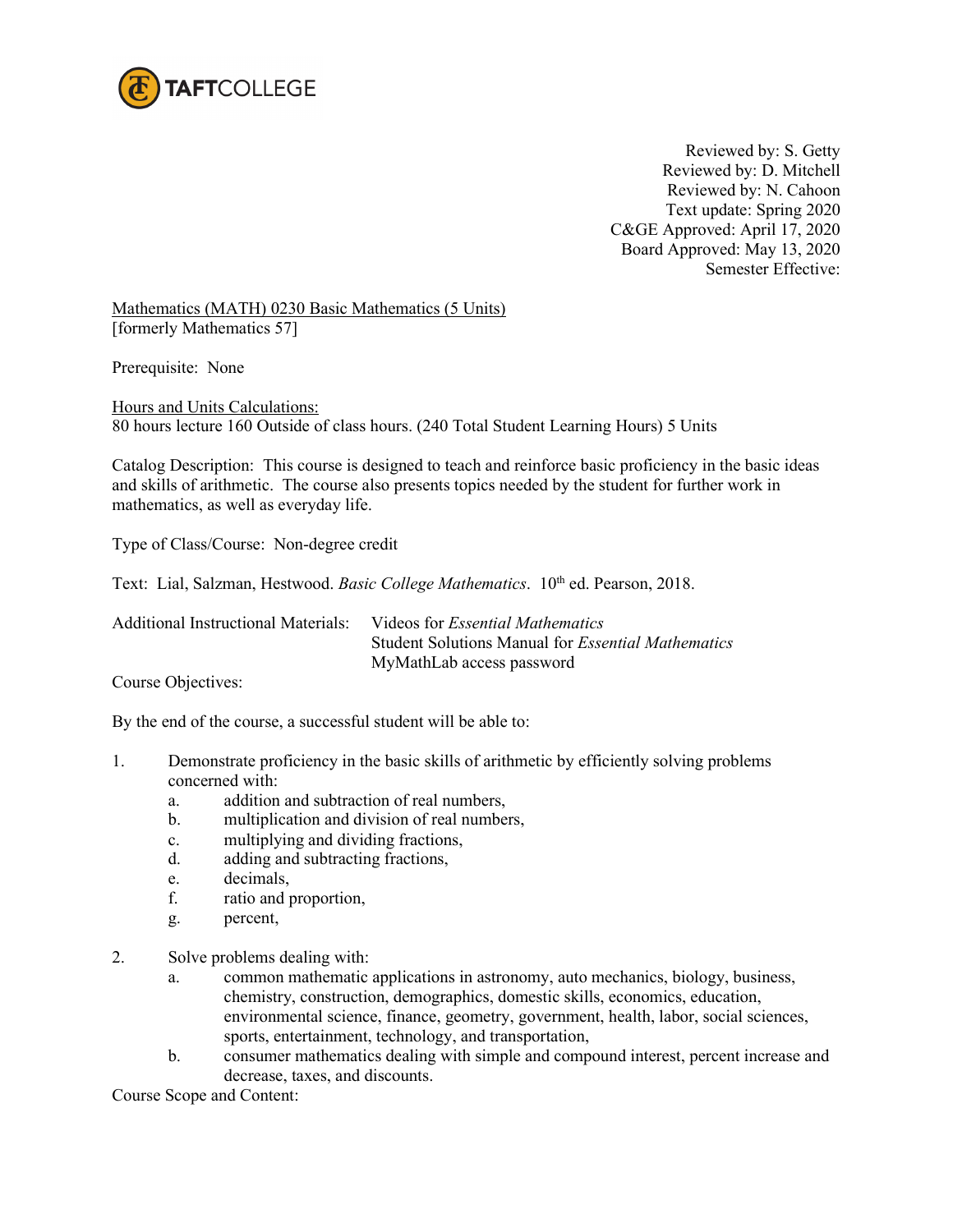TAFTCOLLEGE

Reviewed by: S. Getty
Reviewed by: D. Mitchell
Reviewed by: N. Cahoon
Text update: Spring 2020
C&GE Approved: April 17, 2020
Board Approved: May 13, 2020
Semester Effective:

Mathematics (MATH) 0230 Basic Mathematics (5 Units)
[formerly Mathematics 57]

Prerequisite: None

Hours and Units Calculations:
80 hours lecture 160 Outside of class hours. (240 Total Student Learning Hours) 5 Units

Catalog Description: This course is designed to teach and reinforce basic proficiency in the basic ideas and skills of arithmetic. The course also presents topics needed by the student for further work in mathematics, as well as everyday life.

Type of Class/Course: Non-degree credit

Text: Lial, Salzman, Hestwood. *Basic College Mathematics*. 10th ed. Pearson, 2018.

Additional Instructional Materials: Videos for *Essential Mathematics*
Student Solutions Manual for *Essential Mathematics*
MyMathLab access password

Course Objectives:

By the end of the course, a successful student will be able to:

1. Demonstrate proficiency in the basic skills of arithmetic by efficiently solving problems concerned with:
   a. addition and subtraction of real numbers,
   b. multiplication and division of real numbers,
   c. multiplying and dividing fractions,
   d. adding and subtracting fractions,
   e. decimals,
   f. ratio and proportion,
   g. percent,

2. Solve problems dealing with:
   a. common mathematic applications in astronomy, auto mechanics, biology, business, chemistry, construction, demographics, domestic skills, economics, education, environmental science, finance, geometry, government, health, labor, social sciences, sports, entertainment, technology, and transportation,
   b. consumer mathematics dealing with simple and compound interest, percent increase and decrease, taxes, and discounts.

Course Scope and Content: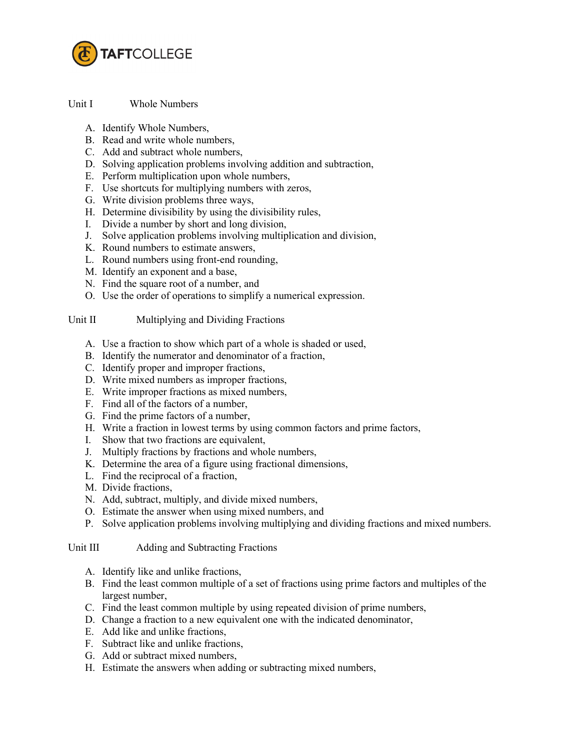Unit I Whole Numbers

A. Identify Whole Numbers,
B. Read and write whole numbers,
C. Add and subtract whole numbers,
D. Solving application problems involving addition and subtraction,
E. Perform multiplication upon whole numbers,
F. Use shortcuts for multiplying numbers with zeros,
G. Write division problems three ways,
H. Determine divisibility by using the divisibility rules,
I. Divide a number by short and long division,
J. Solve application problems involving multiplication and division,
K. Round numbers to estimate answers,
L. Round numbers using front-end rounding,
M. Identify an exponent and a base,
N. Find the square root of a number, and
O. Use the order of operations to simplify a numerical expression.

Unit II Multiplying and Dividing Fractions

A. Use a fraction to show which part of a whole is shaded or used,
B. Identify the numerator and denominator of a fraction,
C. Identify proper and improper fractions,
D. Write mixed numbers as improper fractions,
E. Write improper fractions as mixed numbers,
F. Find all of the factors of a number,
G. Find the prime factors of a number,
H. Write a fraction in lowest terms by using common factors and prime factors,
I. Show that two fractions are equivalent,
J. Multiply fractions by fractions and whole numbers,
K. Determine the area of a figure using fractional dimensions,
L. Find the reciprocal of a fraction,
M. Divide fractions,
N. Add, subtract, multiply, and divide mixed numbers,
O. Estimate the answer when using mixed numbers, and
P. Solve application problems involving multiplying and dividing fractions and mixed numbers.

Unit III Adding and Subtracting Fractions

A. Identify like and unlike fractions,
B. Find the least common multiple of a set of fractions using prime factors and multiples of the largest number,
C. Find the least common multiple by using repeated division of prime numbers,
D. Change a fraction to a new equivalent one with the indicated denominator,
E. Add like and unlike fractions,
F. Subtract like and unlike fractions,
G. Add or subtract mixed numbers,
H. Estimate the answers when adding or subtracting mixed numbers,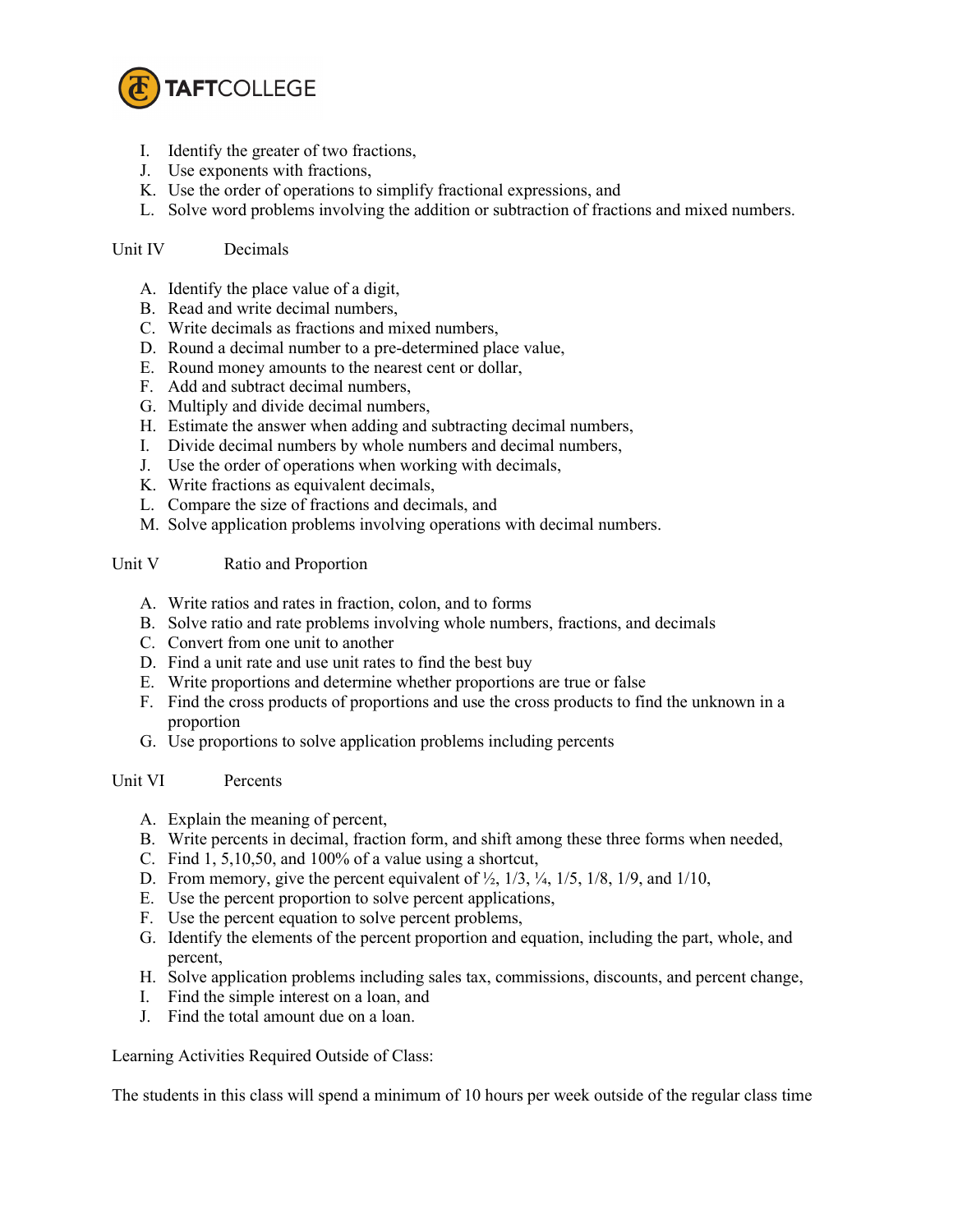I. Identify the greater of two fractions,
J. Use exponents with fractions,
K. Use the order of operations to simplify fractional expressions, and
L. Solve word problems involving the addition or subtraction of fractions and mixed numbers.

Unit IV Decimals

A. Identify the place value of a digit,
B. Read and write decimal numbers,
C. Write decimals as fractions and mixed numbers,
D. Round a decimal number to a pre-determined place value,
E. Round money amounts to the nearest cent or dollar,
F. Add and subtract decimal numbers,
G. Multiply and divide decimal numbers,
H. Estimate the answer when adding and subtracting decimal numbers,
I. Divide decimal numbers by whole numbers and decimal numbers,
J. Use the order of operations when working with decimals,
K. Write fractions as equivalent decimals,
L. Compare the size of fractions and decimals, and
M. Solve application problems involving operations with decimal numbers.

Unit V Ratio and Proportion

A. Write ratios and rates in fraction, colon, and to forms
B. Solve ratio and rate problems involving whole numbers, fractions, and decimals
C. Convert from one unit to another
D. Find a unit rate and use unit rates to find the best buy
E. Write proportions and determine whether proportions are true or false
F. Find the cross products of proportions and use the cross products to find the unknown in a proportion
G. Use proportions to solve application problems including percents

Unit VI Percents

A. Explain the meaning of percent,
B. Write percents in decimal, fraction form, and shift among these three forms when needed,
C. Find 1, 5,10,50, and 100% of a value using a shortcut,
D. From memory, give the percent equivalent of ½, 1/3, ¼, 1/5, 1/8, 1/9, and 1/10,
E. Use the percent proportion to solve percent applications,
F. Use the percent equation to solve percent problems,
G. Identify the elements of the percent proportion and equation, including the part, whole, and percent,
H. Solve application problems including sales tax, commissions, discounts, and percent change,
I. Find the simple interest on a loan, and
J. Find the total amount due on a loan.

Learning Activities Required Outside of Class:

The students in this class will spend a minimum of 10 hours per week outside of the regular class time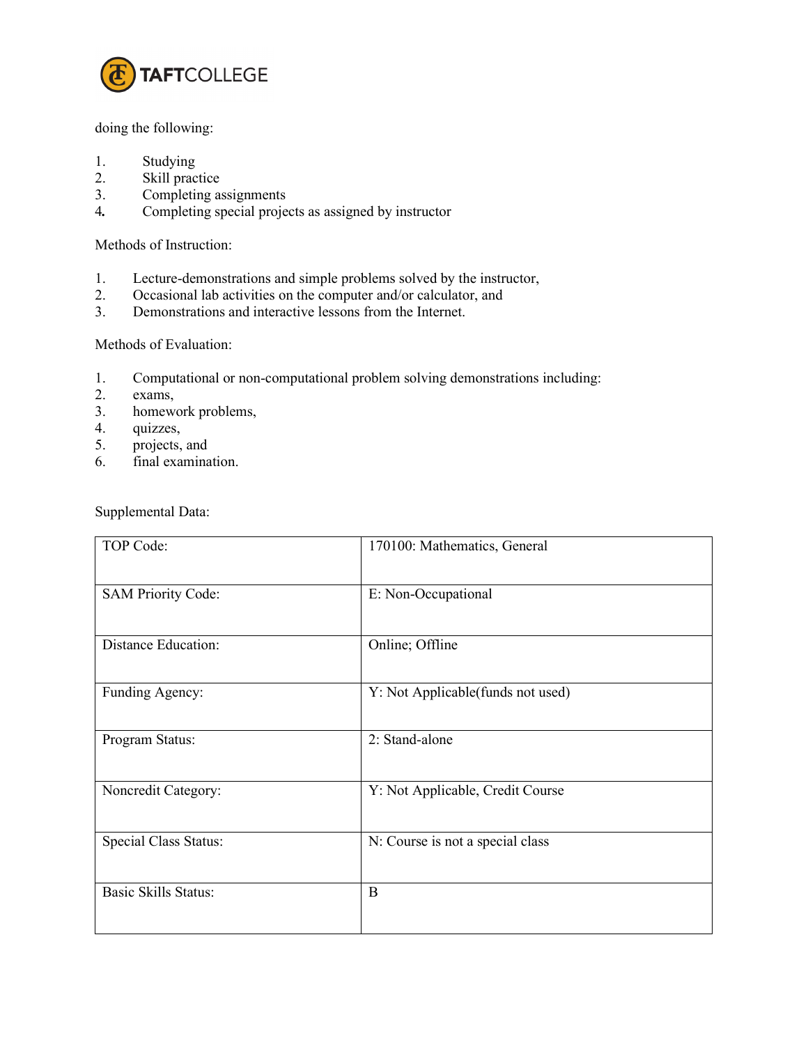doing the following:

1. Studying
2. Skill practice
3. Completing assignments
4. Completing special projects as assigned by instructor

Methods of Instruction:

1. Lecture-demonstrations and simple problems solved by the instructor,
2. Occasional lab activities on the computer and/or calculator, and
3. Demonstrations and interactive lessons from the Internet.

Methods of Evaluation:

1. Computational or non-computational problem solving demonstrations including:
2. exams,
3. homework problems,
4. quizzes,
5. projects, and
6. final examination.

Supplemental Data:

| | |
|---|---|
| TOP Code: | 170100: Mathematics, General |
| SAM Priority Code: | E: Non-Occupational |
| Distance Education: | Online; Offline |
| Funding Agency: | Y: Not Applicable(funds not used) |
| Program Status: | 2: Stand-alone |
| Noncredit Category: | Y: Not Applicable, Credit Course |
| Special Class Status: | N: Course is not a special class |
| Basic Skills Status: | B |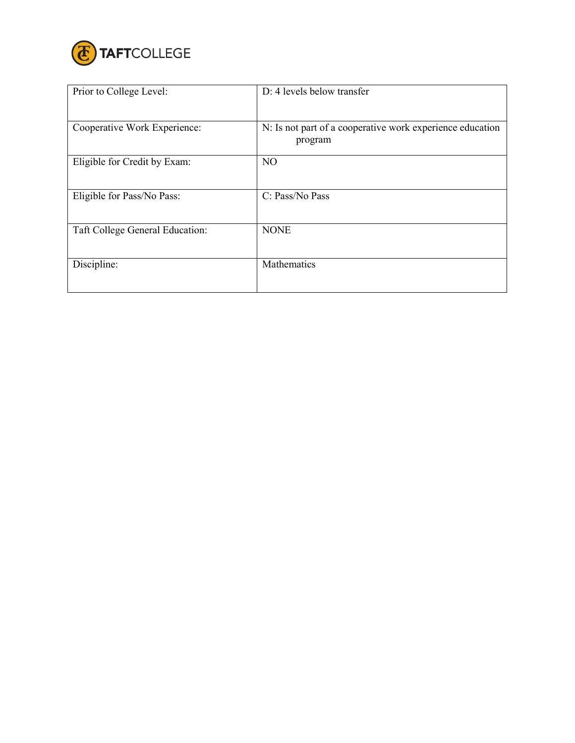| | |
|---|---|
| Prior to College Level: | D: 4 levels below transfer |
| Cooperative Work Experience: | N: Is not part of a cooperative work experience education program |
| Eligible for Credit by Exam: | NO |
| Eligible for Pass/No Pass: | C: Pass/No Pass |
| Taft College General Education: | NONE |
| Discipline: | Mathematics |